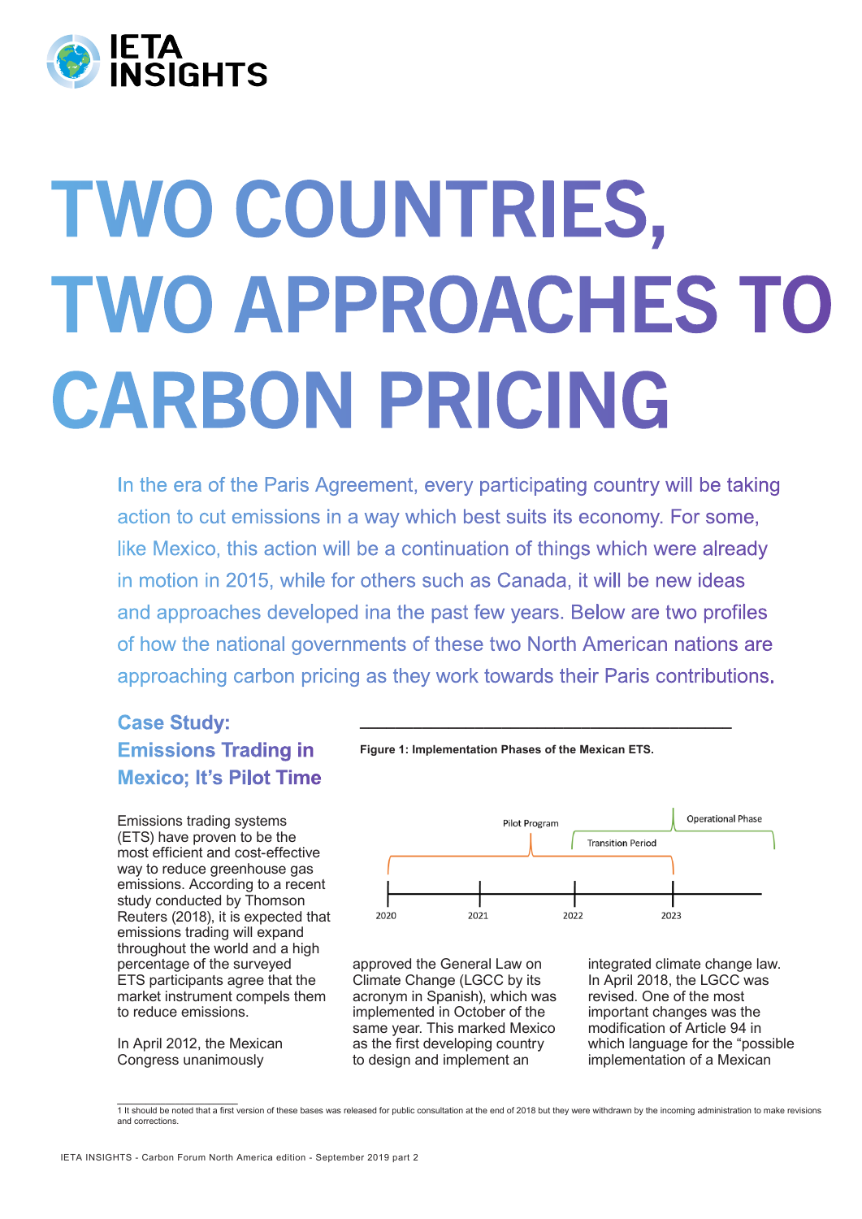# TWO COUNTRIES, TWO APPROACHES TO CARBON PRICING

In the era of the Paris Agreement, every participating country will be taking action to cut emissions in a way which best suits its economy. For some, like Mexico, this action will be a continuation of things which were already in motion in 2015, while for others such as Canada, it will be new ideas and approaches developed ina the past few years. Below are two profiles of how the national governments of these two North American nations are approaching carbon pricing as they work towards their Paris contributions.

## Case Study: Emissions Trading in Mexico; It's Pilot Time

Emissions trading systems (ETS) have proven to be the most efficient and cost-effective way to reduce greenhouse gas emissions. According to a recent study conducted by Thomson Reuters (2018), it is expected that emissions trading will expand throughout the world and a high percentage of the surveyed ETS participants agree that the market instrument compels them to reduce emissions.

In April 2012, the Mexican Congress unanimously approved the General Law on Climate Change (LGCC by its acronym in Spanish), which was implemented in October of the same year. This marked Mexico as the first developing country to design and implement an integrated climate change law. In April 2018, the LGCC was revised. One of the most important changes was the modification of Article 94 in which language for the "possible implementation of a Mexican

**Figure 1: Implementation Phases of the Mexican ETS.**

Pilot Program; Transition Period; Operational Phase; 2020; 2021; 2022; 2023

1 It should be noted that a first version of these bases was released for public consultation at the end of 2018 but they were withdrawn by the incoming administration to make revisions and corrections.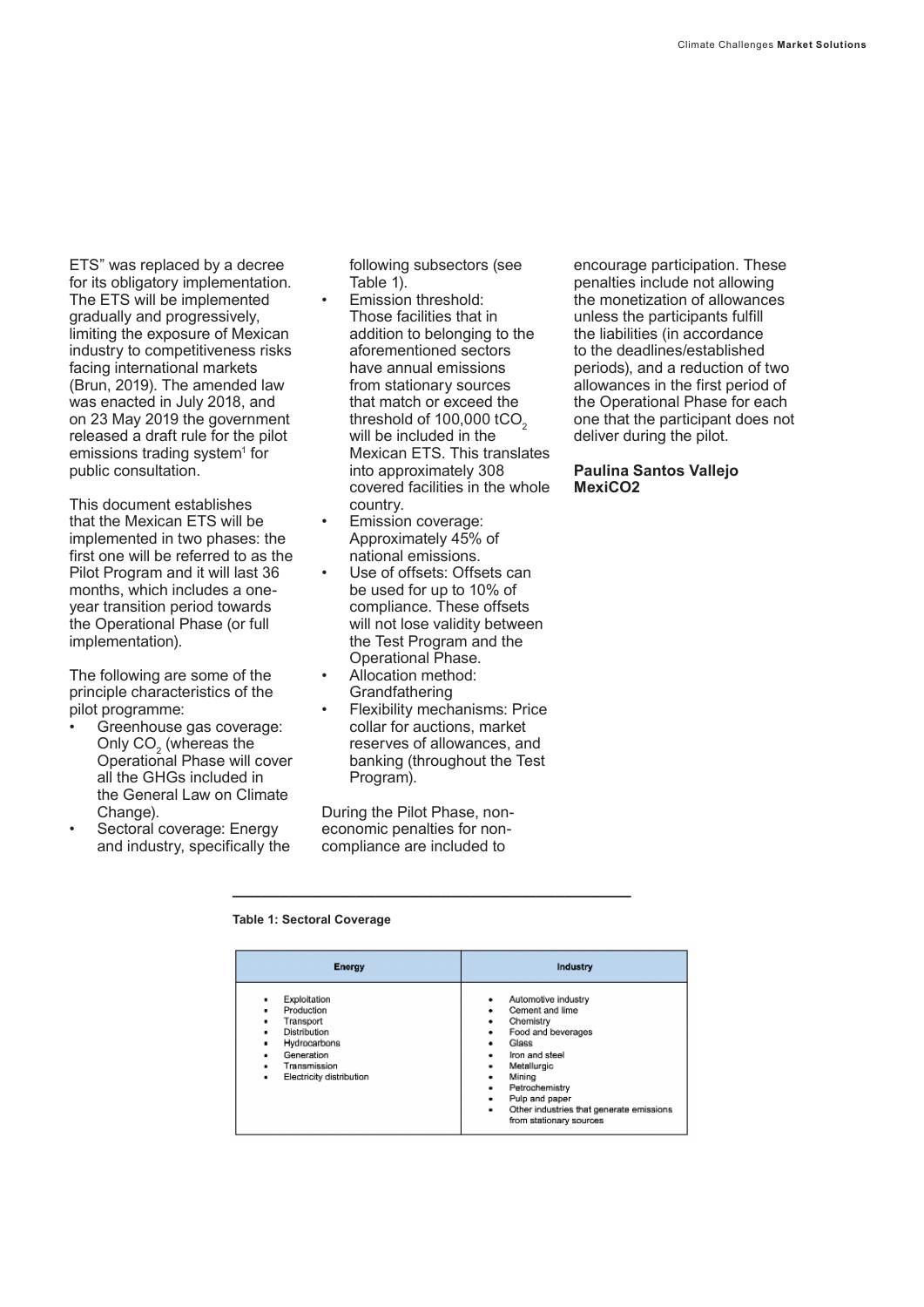ETS" was replaced by a decree for its obligatory implementation. The ETS will be implemented gradually and progressively, limiting the exposure of Mexican industry to competitiveness risks facing international markets (Brun, 2019). The amended law was enacted in July 2018, and on 23 May 2019 the government released a draft rule for the pilot emissions trading system[1] for public consultation.

This document establishes that the Mexican ETS will be implemented in two phases: the first one will be referred to as the Pilot Program and it will last 36 months, which includes a one-year transition period towards the Operational Phase (or full implementation).

The following are some of the principle characteristics of the pilot programme:

- Greenhouse gas coverage: Only $CO_2$ (whereas the Operational Phase will cover all the GHGs included in the General Law on Climate Change).
- Sectoral coverage: Energy and industry, specifically the following subsectors (see Table 1).
- Emission threshold: Those facilities that in addition to belonging to the aforementioned sectors have annual emissions from stationary sources that match or exceed the threshold of 100,000 $tCO_2$ will be included in the Mexican ETS. This translates into approximately 308 covered facilities in the whole country.
- Emission coverage: Approximately 45% of national emissions.
- Use of offsets: Offsets can be used for up to 10% of compliance. These offsets will not lose validity between the Test Program and the Operational Phase.
- Allocation method: Grandfathering
- Flexibility mechanisms: Price collar for auctions, market reserves of allowances, and banking (throughout the Test Program).

During the Pilot Phase, non-economic penalties for non-compliance are included to encourage participation. These penalties include not allowing the monetization of allowances unless the participants fulfill the liabilities (in accordance to the deadlines/established periods), and a reduction of two allowances in the first period of the Operational Phase for each one that the participant does not deliver during the pilot.

**Paulina Santos Vallejo**
**MexiCO2**

**Table 1: Sectoral Coverage**

| Energy | Industry |
| --- | --- |
| • Exploitation<br>• Production<br>• Transport<br>• Distribution<br>• Hydrocarbons<br>• Generation<br>• Transmission<br>• Electricity distribution | • Automotive industry<br>• Cement and lime<br>• Chemistry<br>• Food and beverages<br>• Glass<br>• Iron and steel<br>• Metallurgic<br>• Mining<br>• Petrochemistry<br>• Pulp and paper<br>• Other industries that generate emissions from stationary sources |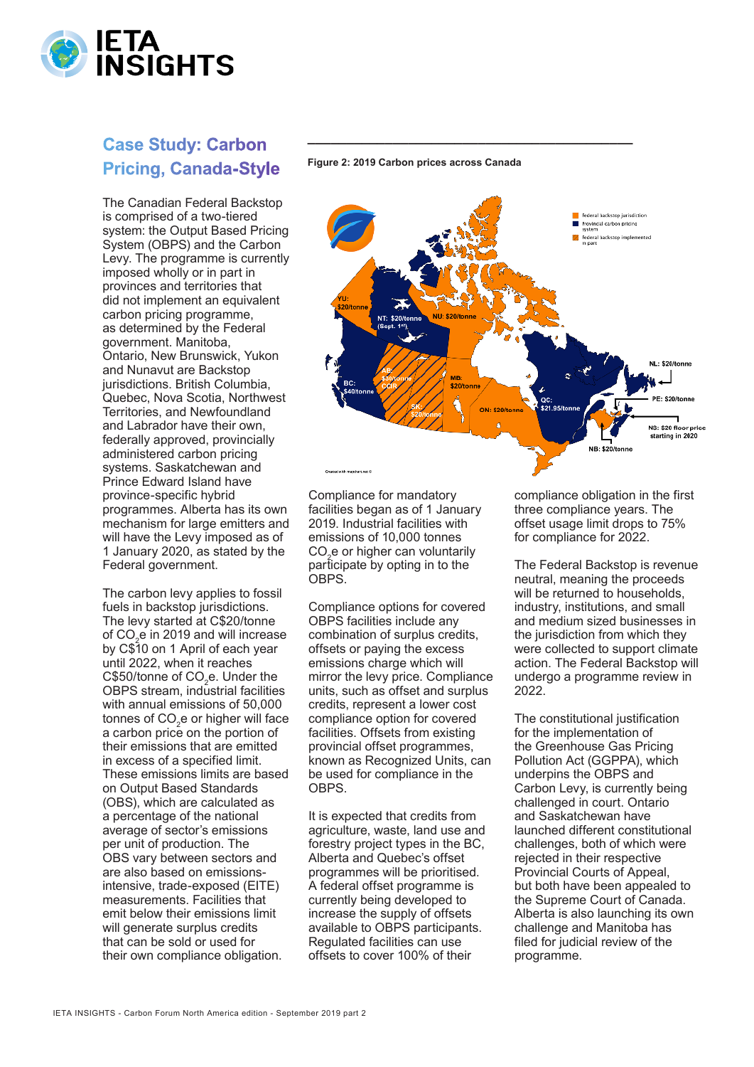## Case Study: Carbon Pricing, Canada-Style

The Canadian Federal Backstop is comprised of a two-tiered system: the Output Based Pricing System (OBPS) and the Carbon Levy. The programme is currently imposed wholly or in part in provinces and territories that did not implement an equivalent carbon pricing programme, as determined by the Federal government. Manitoba, Ontario, New Brunswick, Yukon and Nunavut are Backstop jurisdictions. British Columbia, Quebec, Nova Scotia, Northwest Territories, and Newfoundland and Labrador have their own, federally approved, provincially administered carbon pricing systems. Saskatchewan and Prince Edward Island have province-specific hybrid programmes. Alberta has its own mechanism for large emitters and will have the Levy imposed as of 1 January 2020, as stated by the Federal government.

The carbon levy applies to fossil fuels in backstop jurisdictions. The levy started at C$20/tonne of $CO_2e$ in 2019 and will increase by C$10 on 1 April of each year until 2022, when it reaches C$50/tonne of $CO_2e$. Under the OBPS stream, industrial facilities with annual emissions of 50,000 tonnes of $CO_2e$ or higher will face a carbon price on the portion of their emissions that are emitted in excess of a specified limit. These emissions limits are based on Output Based Standards (OBS), which are calculated as a percentage of the national average of sector's emissions per unit of production. The OBS vary between sectors and are also based on emissions-intensive, trade-exposed (EITE) measurements. Facilities that emit below their emissions limit will generate surplus credits that can be sold or used for their own compliance obligation.

**Figure 2: 2019 Carbon prices across Canada**

Compliance for mandatory facilities began as of 1 January 2019. Industrial facilities with emissions of 10,000 tonnes $CO_2e$ or higher can voluntarily participate by opting in to the OBPS.

Compliance options for covered OBPS facilities include any combination of surplus credits, offsets or paying the excess emissions charge which will mirror the levy price. Compliance units, such as offset and surplus credits, represent a lower cost compliance option for covered facilities. Offsets from existing provincial offset programmes, known as Recognized Units, can be used for compliance in the OBPS.

It is expected that credits from agriculture, waste, land use and forestry project types in the BC, Alberta and Quebec's offset programmes will be prioritised. A federal offset programme is currently being developed to increase the supply of offsets available to OBPS participants. Regulated facilities can use offsets to cover 100% of their compliance obligation in the first three compliance years. The offset usage limit drops to 75% for compliance for 2022.

The Federal Backstop is revenue neutral, meaning the proceeds will be returned to households, industry, institutions, and small and medium sized businesses in the jurisdiction from which they were collected to support climate action. The Federal Backstop will undergo a programme review in 2022.

The constitutional justification for the implementation of the Greenhouse Gas Pricing Pollution Act (GGPPA), which underpins the OBPS and Carbon Levy, is currently being challenged in court. Ontario and Saskatchewan have launched different constitutional challenges, both of which were rejected in their respective Provincial Courts of Appeal, but both have been appealed to the Supreme Court of Canada. Alberta is also launching its own challenge and Manitoba has filed for judicial review of the programme.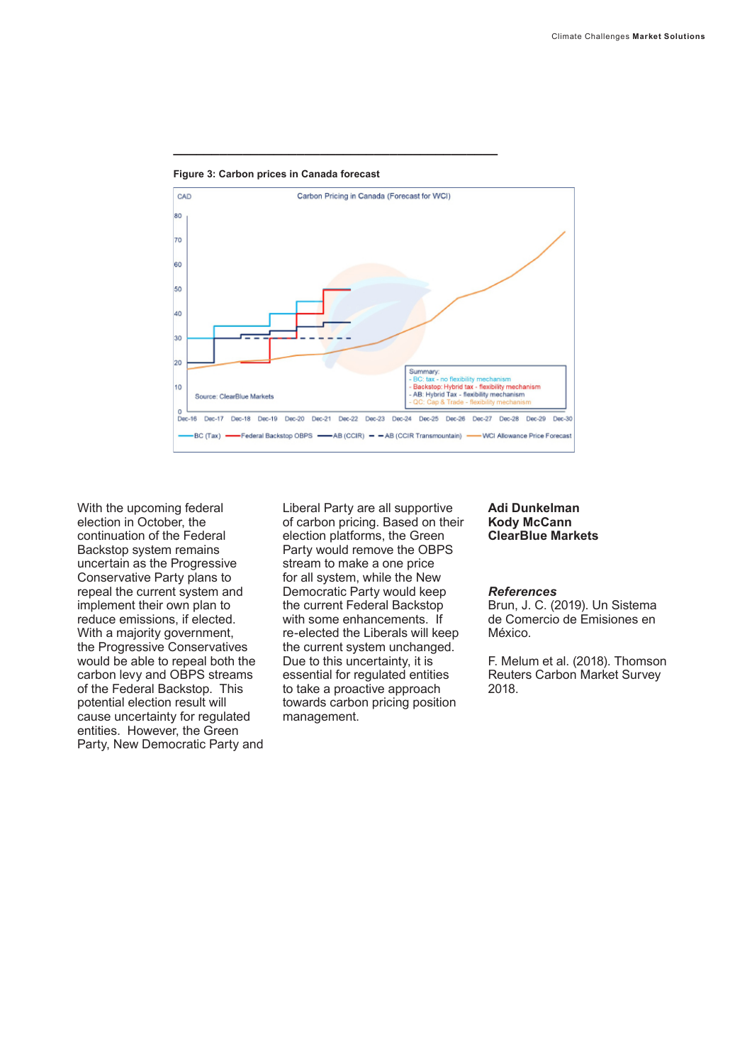**Figure 3: Carbon prices in Canada forecast**

CAD

Carbon Pricing in Canada (Forecast for WCI)

80
70
60
50
40
30
20
10
0

Dec-16 Dec-17 Dec-18 Dec-19 Dec-20 Dec-21 Dec-22 Dec-23 Dec-24 Dec-25 Dec-26 Dec-27 Dec-28 Dec-29 Dec-30

Source: ClearBlue Markets

Summary:
- BC: tax - no flexibility mechanism
- Backstop: Hybrid tax - flexibility mechanism
- AB: Hybrid Tax - flexibility mechanism
- QC: Cap & Trade - flexibility mechanism

BC (Tax) Federal Backstop OBPS AB (CCIR) AB (CCIR Transmountain) WCI Allowance Price Forecast

With the upcoming federal election in October, the continuation of the Federal Backstop system remains uncertain as the Progressive Conservative Party plans to repeal the current system and implement their own plan to reduce emissions, if elected. With a majority government, the Progressive Conservatives would be able to repeal both the carbon levy and OBPS streams of the Federal Backstop. This potential election result will cause uncertainty for regulated entities. However, the Green Party, New Democratic Party and Liberal Party are all supportive of carbon pricing. Based on their election platforms, the Green Party would remove the OBPS stream to make a one price for all system, while the New Democratic Party would keep the current Federal Backstop with some enhancements. If re-elected the Liberals will keep the current system unchanged. Due to this uncertainty, it is essential for regulated entities to take a proactive approach towards carbon pricing position management.

**Adi Dunkelman**
**Kody McCann**
**ClearBlue Markets**

***References***

Brun, J. C. (2019). Un Sistema de Comercio de Emisiones en México.

F. Melum et al. (2018). Thomson Reuters Carbon Market Survey 2018.